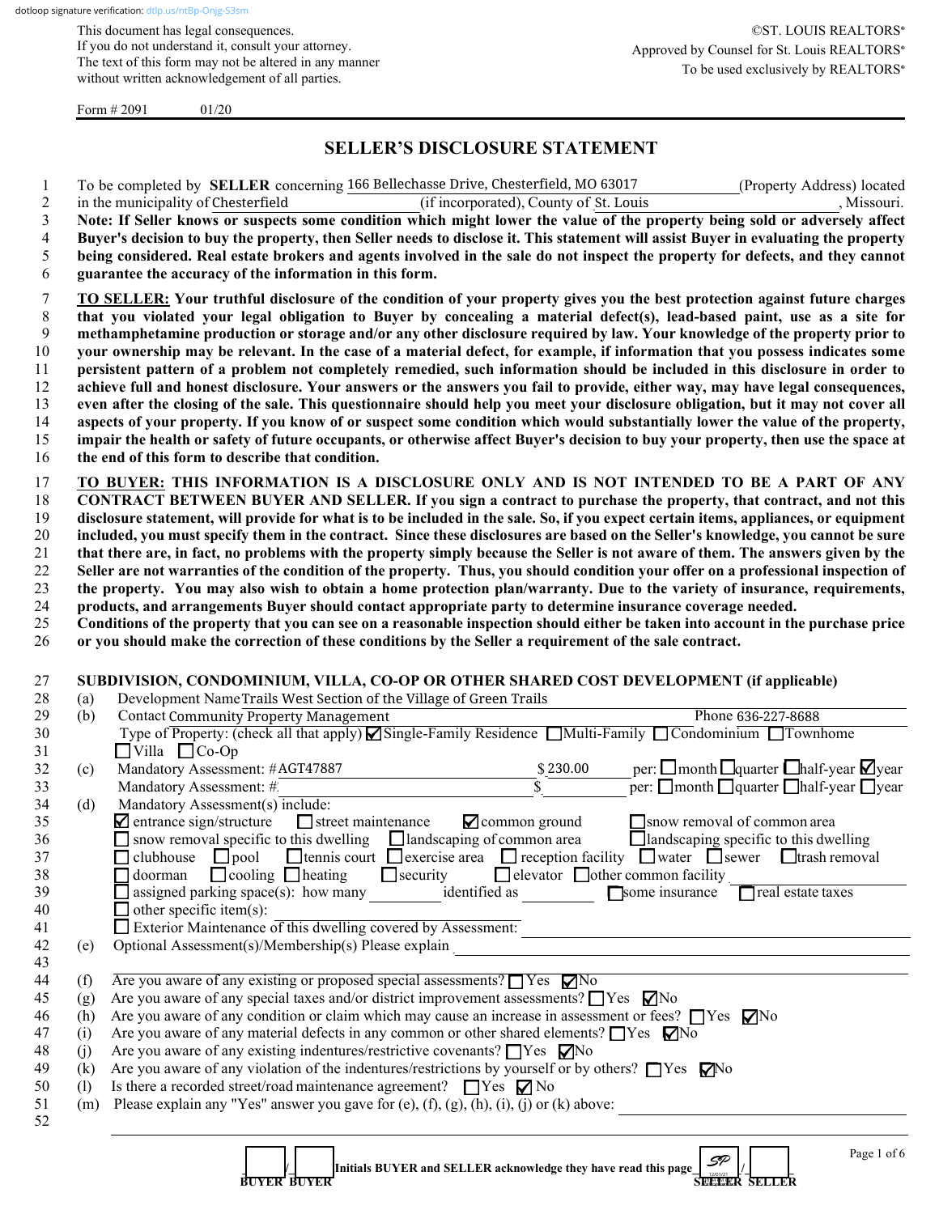dotloop signature verification: dtlp.us/ntBp-Onjg-S3sm

This document has legal consequences.
If you do not understand it, consult your attorney.
The text of this form may not be altered in any manner
without written acknowledgement of all parties.

©ST. LOUIS REALTORS®
Approved by Counsel for St. Louis REALTORS®
To be used exclusively by REALTORS®

Form # 2091 01/20

# SELLER'S DISCLOSURE STATEMENT

To be completed by **SELLER** concerning 166 Bellechasse Drive, Chesterfield, MO 63017 (Property Address) located in the municipality of Chesterfield (if incorporated), County of St. Louis, Missouri.

**Note: If Seller knows or suspects some condition which might lower the value of the property being sold or adversely affect Buyer's decision to buy the property, then Seller needs to disclose it. This statement will assist Buyer in evaluating the property being considered. Real estate brokers and agents involved in the sale do not inspect the property for defects, and they cannot guarantee the accuracy of the information in this form.**

**TO SELLER: Your truthful disclosure of the condition of your property gives you the best protection against future charges that you violated your legal obligation to Buyer by concealing a material defect(s), lead-based paint, use as a site for methamphetamine production or storage and/or any other disclosure required by law. Your knowledge of the property prior to your ownership may be relevant. In the case of a material defect, for example, if information that you possess indicates some persistent pattern of a problem not completely remedied, such information should be included in this disclosure in order to achieve full and honest disclosure. Your answers or the answers you fail to provide, either way, may have legal consequences, even after the closing of the sale. This questionnaire should help you meet your disclosure obligation, but it may not cover all aspects of your property. If you know of or suspect some condition which would substantially lower the value of the property, impair the health or safety of future occupants, or otherwise affect Buyer's decision to buy your property, then use the space at the end of this form to describe that condition.**

**TO BUYER: THIS INFORMATION IS A DISCLOSURE ONLY AND IS NOT INTENDED TO BE A PART OF ANY CONTRACT BETWEEN BUYER AND SELLER. If you sign a contract to purchase the property, that contract, and not this disclosure statement, will provide for what is to be included in the sale. So, if you expect certain items, appliances, or equipment included, you must specify them in the contract. Since these disclosures are based on the Seller's knowledge, you cannot be sure that there are, in fact, no problems with the property simply because the Seller is not aware of them. The answers given by the Seller are not warranties of the condition of the property. Thus, you should condition your offer on a professional inspection of the property. You may also wish to obtain a home protection plan/warranty. Due to the variety of insurance, requirements, products, and arrangements Buyer should contact appropriate party to determine insurance coverage needed.**
**Conditions of the property that you can see on a reasonable inspection should either be taken into account in the purchase price or you should make the correction of these conditions by the Seller a requirement of the sale contract.**

## SUBDIVISION, CONDOMINIUM, VILLA, CO-OP OR OTHER SHARED COST DEVELOPMENT (if applicable)

(a) Development Name Trails West Section of the Village of Green Trails

(b) Contact Community Property Management  Phone 636-227-8688
Type of Property: (check all that apply) ☑ Single-Family Residence ☐ Multi-Family ☐ Condominium ☐ Townhome ☐ Villa ☐ Co-Op

(c) Mandatory Assessment: #AGT47887 $ 230.00 per: ☐ month ☐ quarter ☐ half-year ☑ year
Mandatory Assessment: # ______ $ ______ per: ☐ month ☐ quarter ☐ half-year ☐ year

(d) Mandatory Assessment(s) include:
☑ entrance sign/structure ☐ street maintenance ☑ common ground ☐ snow removal of common area
☐ snow removal specific to this dwelling ☐ landscaping of common area ☐ landscaping specific to this dwelling
☐ clubhouse ☐ pool ☐ tennis court ☐ exercise area ☐ reception facility ☐ water ☐ sewer ☐ trash removal
☐ doorman ☐ cooling ☐ heating ☐ security ☐ elevator ☐ other common facility ______
☐ assigned parking space(s): how many ______ identified as ______ ☐ some insurance ☐ real estate taxes
☐ other specific item(s): ______
☐ Exterior Maintenance of this dwelling covered by Assessment: ______

(e) Optional Assessment(s)/Membership(s) Please explain ______

(f) Are you aware of any existing or proposed special assessments? ☐ Yes ☑ No
(g) Are you aware of any special taxes and/or district improvement assessments? ☐ Yes ☑ No
(h) Are you aware of any condition or claim which may cause an increase in assessment or fees? ☐ Yes ☑ No
(i) Are you aware of any material defects in any common or other shared elements? ☐ Yes ☑ No
(j) Are you aware of any existing indentures/restrictive covenants? ☐ Yes ☑ No
(k) Are you aware of any violation of the indentures/restrictions by yourself or by others? ☐ Yes ☑ No
(l) Is there a recorded street/road maintenance agreement? ☐ Yes ☑ No
(m) Please explain any "Yes" answer you gave for (e), (f), (g), (h), (i), (j) or (k) above: ______

____/____ Initials BUYER and SELLER acknowledge they have read this page SP/____
BUYER BUYER SELLER SELLER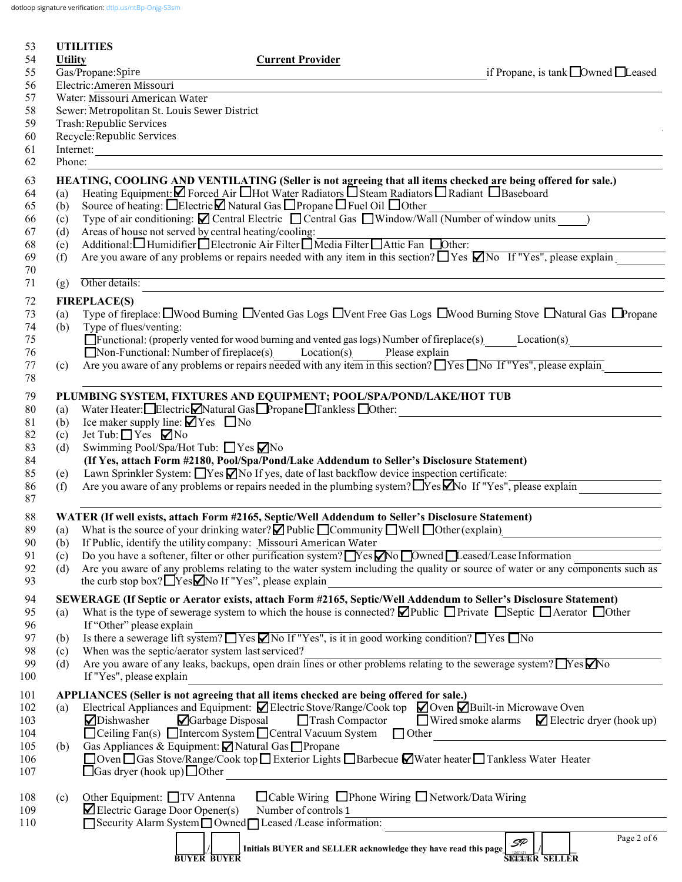53 **UTILITIES**

54 **Utility** — **Current Provider**

55 Gas/Propane: Spire — if Propane, is tank ☐ Owned ☐ Leased

56 Electric: Ameren Missouri

57 Water: Missouri American Water

58 Sewer: Metropolitan St. Louis Sewer District

59 Trash: Republic Services

60 Recycle: Republic Services

61 Internet:

62 Phone:

63 **HEATING, COOLING AND VENTILATING (Seller is not agreeing that all items checked are being offered for sale.)**

64 (a) Heating Equipment: ☑ Forced Air ☐ Hot Water Radiators ☐ Steam Radiators ☐ Radiant ☐ Baseboard

65 (b) Source of heating: ☐ Electric ☑ Natural Gas ☐ Propane ☐ Fuel Oil ☐ Other

66 (c) Type of air conditioning: ☑ Central Electric ☐ Central Gas ☐ Window/Wall (Number of window units ____)

67 (d) Areas of house not served by central heating/cooling:

68 (e) Additional: ☐ Humidifier ☐ Electronic Air Filter ☐ Media Filter ☐ Attic Fan ☐ Other:

69 (f) Are you aware of any problems or repairs needed with any item in this section? ☐ Yes ☑ No If "Yes", please explain

70

71 (g) Other details:

72 **FIREPLACE(S)**

73 (a) Type of fireplace: ☐ Wood Burning ☐ Vented Gas Logs ☐ Vent Free Gas Logs ☐ Wood Burning Stove ☐ Natural Gas ☐ Propane

74 (b) Type of flues/venting:

75 ☐ Functional: (properly vented for wood burning and vented gas logs) Number of fireplace(s) ____ Location(s)

76 ☐ Non-Functional: Number of fireplace(s) ____ Location(s) ____ Please explain

77 (c) Are you aware of any problems or repairs needed with any item in this section? ☐ Yes ☐ No If "Yes", please explain

78

79 **PLUMBING SYSTEM, FIXTURES AND EQUIPMENT; POOL/SPA/POND/LAKE/HOT TUB**

80 (a) Water Heater: ☐ Electric ☑ Natural Gas ☐ Propane ☐ Tankless ☐ Other:

81 (b) Ice maker supply line: ☑ Yes ☐ No

82 (c) Jet Tub: ☐ Yes ☑ No

83 (d) Swimming Pool/Spa/Hot Tub: ☐ Yes ☑ No

84 **(If Yes, attach Form #2180, Pool/Spa/Pond/Lake Addendum to Seller's Disclosure Statement)**

85 (e) Lawn Sprinkler System: ☐ Yes ☑ No If yes, date of last backflow device inspection certificate:

86 (f) Are you aware of any problems or repairs needed in the plumbing system? ☐ Yes ☑ No If "Yes", please explain

87

88 **WATER (If well exists, attach Form #2165, Septic/Well Addendum to Seller's Disclosure Statement)**

89 (a) What is the source of your drinking water? ☑ Public ☐ Community ☐ Well ☐ Other (explain)

90 (b) If Public, identify the utility company: Missouri American Water

91 (c) Do you have a softener, filter or other purification system? ☐ Yes ☑ No ☐ Owned ☐ Leased/Lease Information

92 (d) Are you aware of any problems relating to the water system including the quality or source of water or any components such as

93 the curb stop box? ☐ Yes ☑ No If "Yes", please explain

94 **SEWERAGE (If Septic or Aerator exists, attach Form #2165, Septic/Well Addendum to Seller's Disclosure Statement)**

95 (a) What is the type of sewerage system to which the house is connected? ☑ Public ☐ Private ☐ Septic ☐ Aerator ☐ Other

96 If "Other" please explain

97 (b) Is there a sewerage lift system? ☐ Yes ☑ No If "Yes", is it in good working condition? ☐ Yes ☐ No

98 (c) When was the septic/aerator system last serviced?

99 (d) Are you aware of any leaks, backups, open drain lines or other problems relating to the sewerage system? ☐ Yes ☑ No

100 If "Yes", please explain

101 **APPLIANCES (Seller is not agreeing that all items checked are being offered for sale.)**

102 (a) Electrical Appliances and Equipment: ☑ Electric Stove/Range/Cook top ☑ Oven ☑ Built-in Microwave Oven

103 ☑ Dishwasher ☑ Garbage Disposal ☐ Trash Compactor ☐ Wired smoke alarms ☑ Electric dryer (hook up)

104 ☐ Ceiling Fan(s) ☐ Intercom System ☐ Central Vacuum System ☐ Other

105 (b) Gas Appliances & Equipment: ☑ Natural Gas ☐ Propane

106 ☐ Oven ☐ Gas Stove/Range/Cook top ☐ Exterior Lights ☐ Barbecue ☑ Water heater ☐ Tankless Water Heater

107 ☐ Gas dryer (hook up) ☐ Other

108 (c) Other Equipment: ☐ TV Antenna ☐ Cable Wiring ☐ Phone Wiring ☐ Network/Data Wiring

109 ☑ Electric Garage Door Opener(s) Number of controls 1

110 ☐ Security Alarm System ☐ Owned ☐ Leased /Lease information:

____ / ____ **Initials BUYER and SELLER acknowledge they have read this page** SP / ____

**BUYER BUYER** — **SELLER SELLER**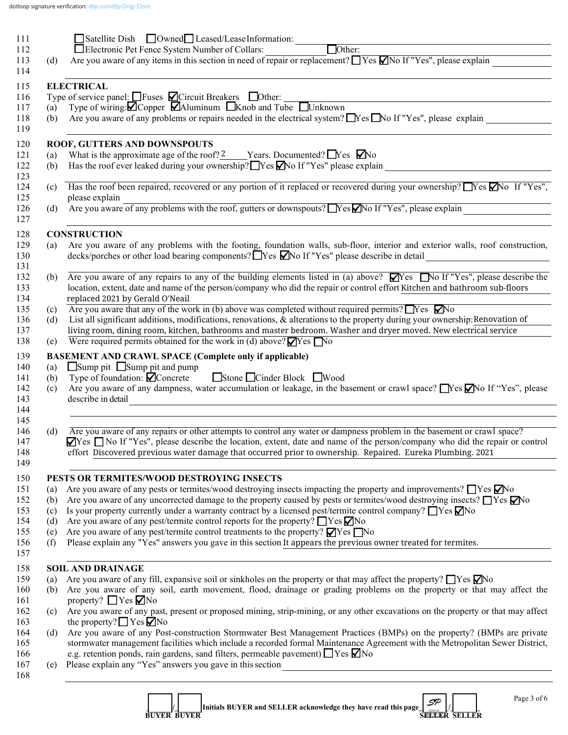111 ☐ Satellite Dish ☐ Owned ☐ Leased/Lease Information:

112 ☐ Electronic Pet Fence System Number of Collars: ☐ Other:

113 (d) Are you aware of any items in this section in need of repair or replacement? ☐ Yes ☑ No If "Yes", please explain

114

## ELECTRICAL

116 Type of service panel: ☐ Fuses ☑ Circuit Breakers ☐ Other:

117 (a) Type of wiring: ☑ Copper ☑ Aluminum ☐ Knob and Tube ☐ Unknown

118 (b) Are you aware of any problems or repairs needed in the electrical system? ☐ Yes ☐ No If "Yes", please explain

119

## ROOF, GUTTERS AND DOWNSPOUTS

121 (a) What is the approximate age of the roof? 2 Years. Documented? ☐ Yes ☑ No

122 (b) Has the roof ever leaked during your ownership? ☐ Yes ☑ No If "Yes" please explain

123

124 (c) Has the roof been repaired, recovered or any portion of it replaced or recovered during your ownership? ☐ Yes ☑ No If "Yes",

125 please explain

126 (d) Are you aware of any problems with the roof, gutters or downspouts? ☐ Yes ☑ No If "Yes", please explain

127

## CONSTRUCTION

129 (a) Are you aware of any problems with the footing, foundation walls, sub-floor, interior and exterior walls, roof construction,

130 decks/porches or other load bearing components? ☐ Yes ☑ No If "Yes" please describe in detail

131

132 (b) Are you aware of any repairs to any of the building elements listed in (a) above? ☑ Yes ☐ No If "Yes", please describe the

133 location, extent, date and name of the person/company who did the repair or control effort Kitchen and bathroom sub-floors

134 replaced 2021 by Gerald O'Neail

135 (c) Are you aware that any of the work in (b) above was completed without required permits? ☐ Yes ☑ No

136 (d) List all significant additions, modifications, renovations, & alterations to the property during your ownership: Renovation of

137 living room, dining room, kitchen, bathrooms and master bedroom. Washer and dryer moved. New electrical service

138 (e) Were required permits obtained for the work in (d) above? ☑ Yes ☐ No

## BASEMENT AND CRAWL SPACE (Complete only if applicable)

140 (a) ☐ Sump pit ☐ Sump pit and pump

141 (b) Type of foundation: ☑ Concrete ☐ Stone ☐ Cinder Block ☐ Wood

142 (c) Are you aware of any dampness, water accumulation or leakage, in the basement or crawl space? ☐ Yes ☑ No If "Yes", please

143 describe in detail

144

145

146 (d) Are you aware of any repairs or other attempts to control any water or dampness problem in the basement or crawl space?

147 ☑ Yes ☐ No If "Yes", please describe the location, extent, date and name of the person/company who did the repair or control

148 effort Discovered previous water damage that occurred prior to ownership. Repaired. Eureka Plumbing. 2021

149

## PESTS OR TERMITES/WOOD DESTROYING INSECTS

151 (a) Are you aware of any pests or termites/wood destroying insects impacting the property and improvements? ☐ Yes ☑ No

152 (b) Are you aware of any uncorrected damage to the property caused by pests or termites/wood destroying insects? ☐ Yes ☑ No

153 (c) Is your property currently under a warranty contract by a licensed pest/termite control company? ☐ Yes ☑ No

154 (d) Are you aware of any pest/termite control reports for the property? ☐ Yes ☑ No

155 (e) Are you aware of any pest/termite control treatments to the property? ☑ Yes ☐ No

156 (f) Please explain any "Yes" answers you gave in this section It appears the previous owner treated for termites.

157

## SOIL AND DRAINAGE

159 (a) Are you aware of any fill, expansive soil or sinkholes on the property or that may affect the property? ☐ Yes ☑ No

160 (b) Are you aware of any soil, earth movement, flood, drainage or grading problems on the property or that may affect the

161 property? ☐ Yes ☑ No

162 (c) Are you aware of any past, present or proposed mining, strip-mining, or any other excavations on the property or that may affect

163 the property? ☐ Yes ☑ No

164 (d) Are you aware of any Post-construction Stormwater Best Management Practices (BMPs) on the property? (BMPs are private

165 stormwater management facilities which include a recorded formal Maintenance Agreement with the Metropolitan Sewer District,

166 e.g. retention ponds, rain gardens, sand filters, permeable pavement) ☐ Yes ☑ No

167 (e) Please explain any "Yes" answers you gave in this section

168

____ / ____ Initials BUYER and SELLER acknowledge they have read this page SP / ____

BUYER BUYER SELLER SELLER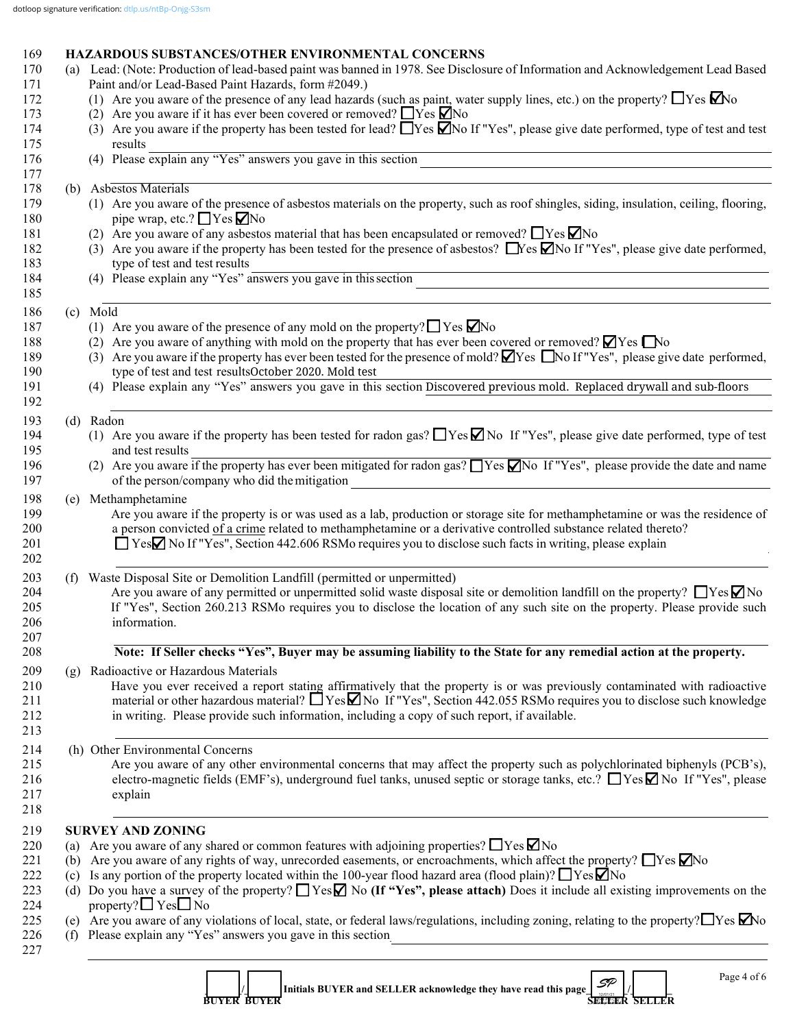dotloop signature verification: dtlp.us/ntBp-Onjg-S3sm

## HAZARDOUS SUBSTANCES/OTHER ENVIRONMENTAL CONCERNS

(a) Lead: (Note: Production of lead-based paint was banned in 1978. See Disclosure of Information and Acknowledgement Lead Based Paint and/or Lead-Based Paint Hazards, form #2049.)

(1) Are you aware of the presence of any lead hazards (such as paint, water supply lines, etc.) on the property? ☐Yes ☑No

(2) Are you aware if it has ever been covered or removed? ☐Yes ☑No

(3) Are you aware if the property has been tested for lead? ☐Yes ☑No If "Yes", please give date performed, type of test and test results

(4) Please explain any "Yes" answers you gave in this section

(b) Asbestos Materials

(1) Are you aware of the presence of asbestos materials on the property, such as roof shingles, siding, insulation, ceiling, flooring, pipe wrap, etc.? ☐Yes ☑No

(2) Are you aware of any asbestos material that has been encapsulated or removed? ☐Yes ☑No

(3) Are you aware if the property has been tested for the presence of asbestos? ☐Yes ☑No If "Yes", please give date performed, type of test and test results

(4) Please explain any "Yes" answers you gave in this section

(c) Mold

(1) Are you aware of the presence of any mold on the property? ☐ Yes ☑No

(2) Are you aware of anything with mold on the property that has ever been covered or removed? ☑Yes ☐No

(3) Are you aware if the property has ever been tested for the presence of mold? ☑Yes ☐No If "Yes", please give date performed, type of test and test results October 2020. Mold test

(4) Please explain any "Yes" answers you gave in this section Discovered previous mold. Replaced drywall and sub-floors

(d) Radon

(1) Are you aware if the property has been tested for radon gas? ☐Yes ☑ No If "Yes", please give date performed, type of test and test results

(2) Are you aware if the property has ever been mitigated for radon gas? ☐Yes ☑No If "Yes", please provide the date and name of the person/company who did the mitigation

(e) Methamphetamine

Are you aware if the property is or was used as a lab, production or storage site for methamphetamine or was the residence of a person convicted of a crime related to methamphetamine or a derivative controlled substance related thereto?
☐ Yes☑ No If "Yes", Section 442.606 RSMo requires you to disclose such facts in writing, please explain

(f) Waste Disposal Site or Demolition Landfill (permitted or unpermitted)

Are you aware of any permitted or unpermitted solid waste disposal site or demolition landfill on the property? ☐Yes ☑ No If "Yes", Section 260.213 RSMo requires you to disclose the location of any such site on the property. Please provide such information.

**Note: If Seller checks "Yes", Buyer may be assuming liability to the State for any remedial action at the property.**

(g) Radioactive or Hazardous Materials

Have you ever received a report stating affirmatively that the property is or was previously contaminated with radioactive material or other hazardous material? ☐ Yes☑ No If "Yes", Section 442.055 RSMo requires you to disclose such knowledge in writing. Please provide such information, including a copy of such report, if available.

(h) Other Environmental Concerns

Are you aware of any other environmental concerns that may affect the property such as polychlorinated biphenyls (PCB's), electro-magnetic fields (EMF's), underground fuel tanks, unused septic or storage tanks, etc.? ☐Yes ☑ No If "Yes", please explain

## SURVEY AND ZONING

(a) Are you aware of any shared or common features with adjoining properties? ☐Yes ☑No

(b) Are you aware of any rights of way, unrecorded easements, or encroachments, which affect the property? ☐Yes ☑No

(c) Is any portion of the property located within the 100-year flood hazard area (flood plain)? ☐Yes ☑No

(d) Do you have a survey of the property? ☐ Yes☑ No **(If "Yes", please attach)** Does it include all existing improvements on the property? ☐ Yes☐ No

(e) Are you aware of any violations of local, state, or federal laws/regulations, including zoning, relating to the property? ☐Yes ☑No

(f) Please explain any "Yes" answers you gave in this section

[ ] / [ ] Initials BUYER and SELLER acknowledge they have read this page [SP 12/01/21] / [ ]

BUYER BUYER SELLER SELLER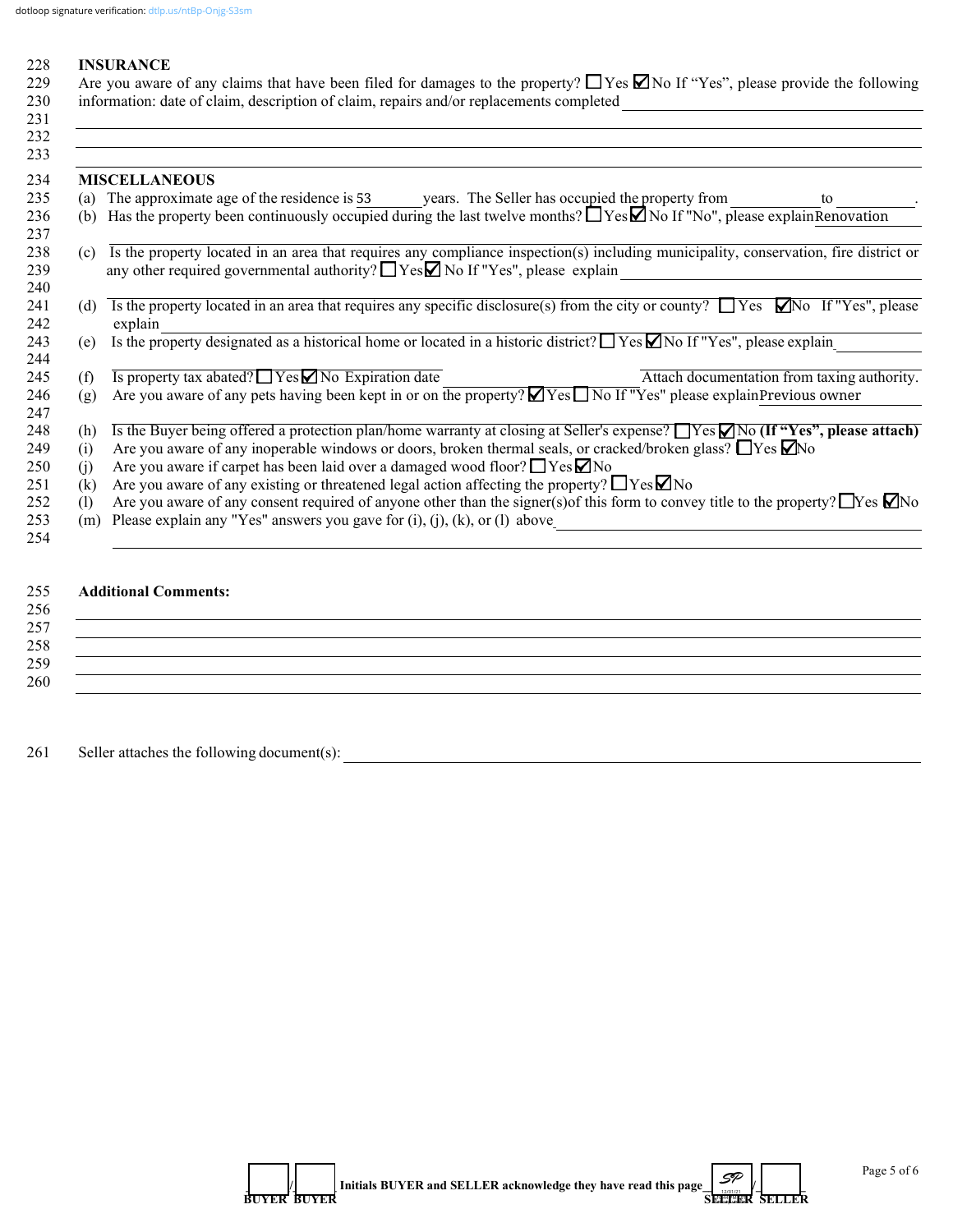dotloop signature verification: dtlp.us/ntBp-Onjg-S3sm

228 **INSURANCE**

229 Are you aware of any claims that have been filed for damages to the property? ☐ Yes ☑ No If "Yes", please provide the following
230 information: date of claim, description of claim, repairs and/or replacements completed ____________________
231 
232 
233 

234 **MISCELLANEOUS**

235 (a) The approximate age of the residence is 53 years. The Seller has occupied the property from __________ to __________.

236 (b) Has the property been continuously occupied during the last twelve months? ☐ Yes ☑ No If "No", please explain Renovation
237 

238 (c) Is the property located in an area that requires any compliance inspection(s) including municipality, conservation, fire district or
239 any other required governmental authority? ☐ Yes ☑ No If "Yes", please explain ____________________
240 

241 (d) Is the property located in an area that requires any specific disclosure(s) from the city or county? ☐ Yes ☑ No If "Yes", please
242 explain ____________________

243 (e) Is the property designated as a historical home or located in a historic district? ☐ Yes ☑ No If "Yes", please explain ____________________
244 

245 (f) Is property tax abated? ☐ Yes ☑ No Expiration date __________ Attach documentation from taxing authority.

246 (g) Are you aware of any pets having been kept in or on the property? ☑ Yes ☐ No If "Yes" please explain Previous owner
247 

248 (h) Is the Buyer being offered a protection plan/home warranty at closing at Seller's expense? ☐ Yes ☑ No **(If "Yes", please attach)**

249 (i) Are you aware of any inoperable windows or doors, broken thermal seals, or cracked/broken glass? ☐ Yes ☑ No

250 (j) Are you aware if carpet has been laid over a damaged wood floor? ☐ Yes ☑ No

251 (k) Are you aware of any existing or threatened legal action affecting the property? ☐ Yes ☑ No

252 (l) Are you aware of any consent required of anyone other than the signer(s)of this form to convey title to the property? ☐ Yes ☑ No

253 (m) Please explain any "Yes" answers you gave for (i), (j), (k), or (l) above ____________________
254 

255 **Additional Comments:**

256 
257 
258 
259 
260 

261 Seller attaches the following document(s): ____________________

____ / ____ Initials BUYER and SELLER acknowledge they have read this page SP / ____
BUYER BUYER SELLER SELLER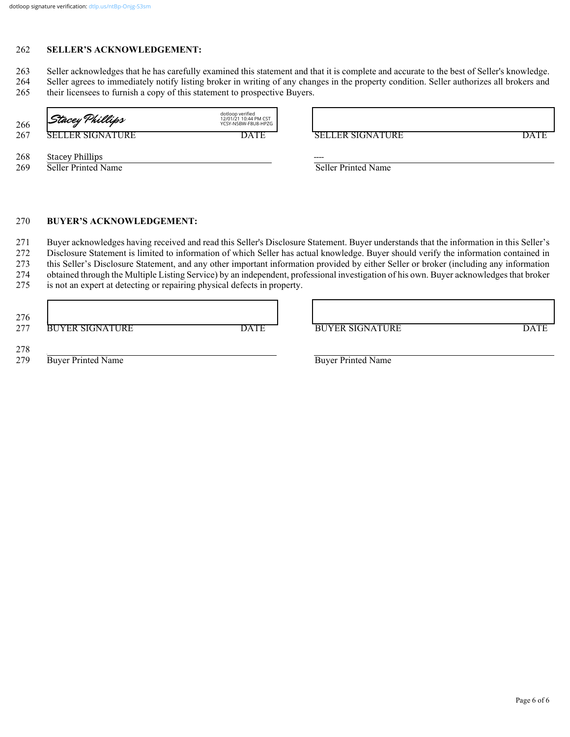dotloop signature verification: dtlp.us/ntBp-Onjg-S3sm

262 **SELLER'S ACKNOWLEDGEMENT:**

263 Seller acknowledges that he has carefully examined this statement and that it is complete and accurate to the best of Seller's knowledge.
264 Seller agrees to immediately notify listing broker in writing of any changes in the property condition. Seller authorizes all brokers and
265 their licensees to furnish a copy of this statement to prospective Buyers.

266 Stacey Phillips — dotloop verified 12/01/21 10:44 PM CST YCSY-N5BW-F8U8-HPZG
267 SELLER SIGNATURE DATE | SELLER SIGNATURE DATE

268 Stacey Phillips | ----
269 Seller Printed Name | Seller Printed Name

270 **BUYER'S ACKNOWLEDGEMENT:**

271 Buyer acknowledges having received and read this Seller's Disclosure Statement. Buyer understands that the information in this Seller's
272 Disclosure Statement is limited to information of which Seller has actual knowledge. Buyer should verify the information contained in
273 this Seller's Disclosure Statement, and any other important information provided by either Seller or broker (including any information
274 obtained through the Multiple Listing Service) by an independent, professional investigation of his own. Buyer acknowledges that broker
275 is not an expert at detecting or repairing physical defects in property.

276
277 BUYER SIGNATURE DATE | BUYER SIGNATURE DATE

278
279 Buyer Printed Name | Buyer Printed Name